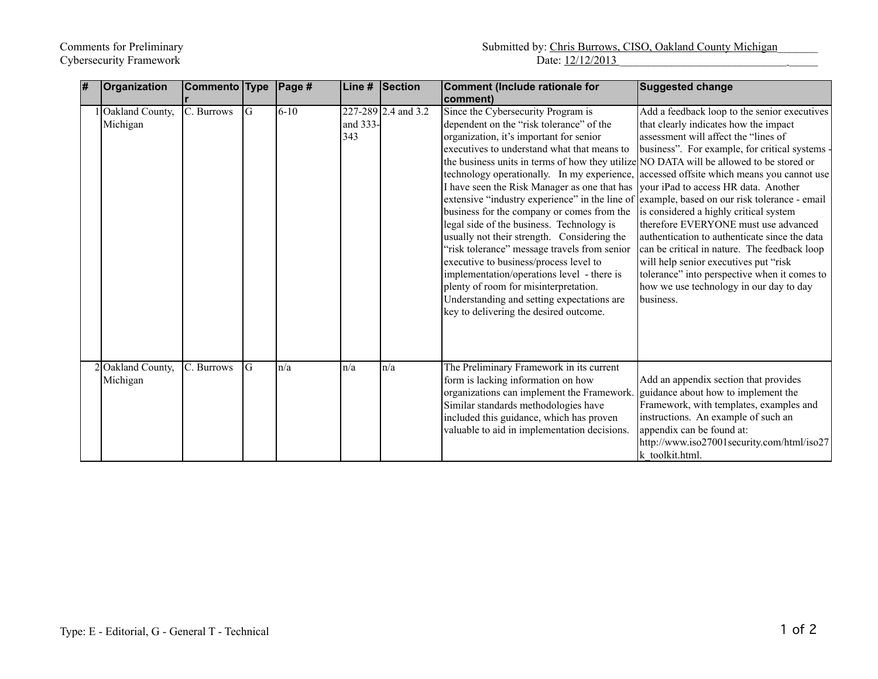Comments for Preliminary Cybersecurity Framework

Submitted by: Chris Burrows, CISO, Oakland County Michigan

Date: 12/12/2013

| # | Organization | Commentor | Type | Page # | Line # | Section | Comment (Include rationale for comment) | Suggested change |
|---|---|---|---|---|---|---|---|---|
| 1 | Oakland County, Michigan | C. Burrows | G | 6-10 | 227-289 and 333-343 | 2.4 and 3.2 | Since the Cybersecurity Program is dependent on the "risk tolerance" of the organization, it's important for senior executives to understand what that means to the business units in terms of how they utilize technology operationally. In my experience, I have seen the Risk Manager as one that has extensive "industry experience" in the line of business for the company or comes from the legal side of the business. Technology is usually not their strength. Considering the "risk tolerance" message travels from senior executive to business/process level to implementation/operations level - there is plenty of room for misinterpretation. Understanding and setting expectations are key to delivering the desired outcome. | Add a feedback loop to the senior executives that clearly indicates how the impact assessment will affect the "lines of business". For example, for critical systems - NO DATA will be allowed to be stored or accessed offsite which means you cannot use your iPad to access HR data. Another example, based on our risk tolerance - email is considered a highly critical system therefore EVERYONE must use advanced authentication to authenticate since the data can be critical in nature. The feedback loop will help senior executives put "risk tolerance" into perspective when it comes to how we use technology in our day to day business. |
| 2 | Oakland County, Michigan | C. Burrows | G | n/a | n/a | n/a | The Preliminary Framework in its current form is lacking information on how organizations can implement the Framework. Similar standards methodologies have included this guidance, which has proven valuable to aid in implementation decisions. | Add an appendix section that provides guidance about how to implement the Framework, with templates, examples and instructions. An example of such an appendix can be found at: http://www.iso27001security.com/html/iso27k_toolkit.html. |

Type: E - Editorial, G - General T - Technical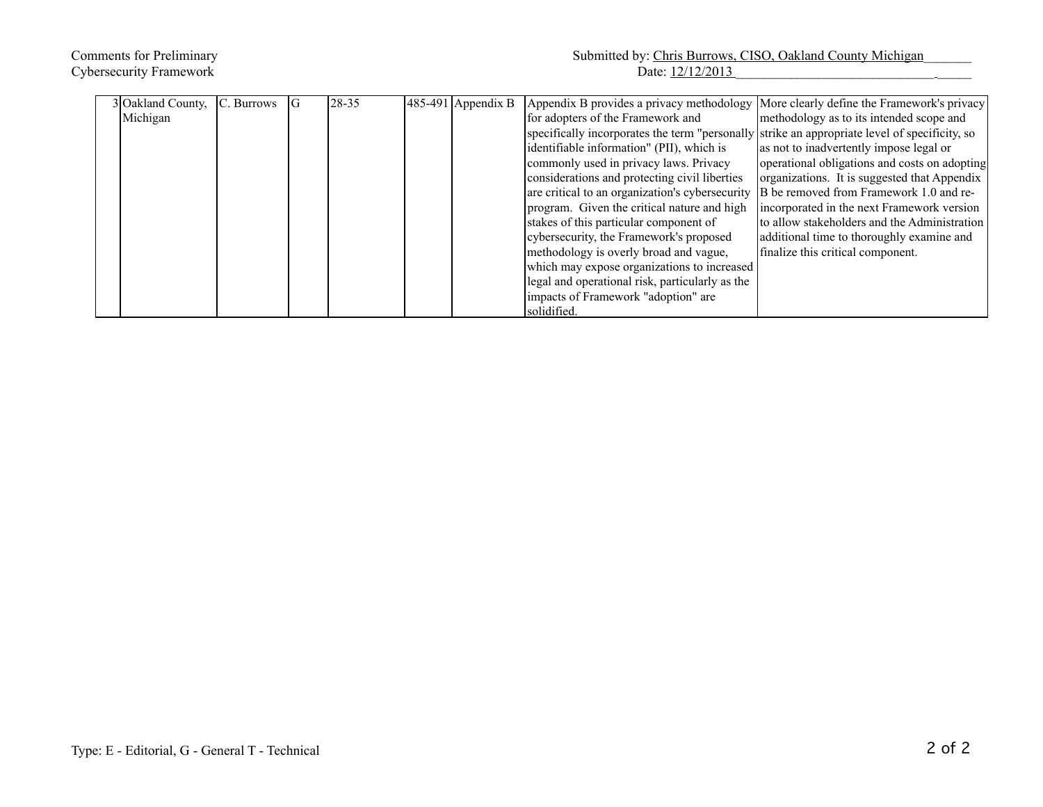Comments for Preliminary Cybersecurity Framework

Submitted by: Chris Burrows, CISO, Oakland County Michigan
Date: 12/12/2013

| | | | | | | | | |
|---|---|---|---|---|---|---|---|---|
| 3 | Oakland County, Michigan | C. Burrows | G | 28-35 | 485-491 | Appendix B | Appendix B provides a privacy methodology for adopters of the Framework and specifically incorporates the term "personally identifiable information" (PII), which is commonly used in privacy laws. Privacy considerations and protecting civil liberties are critical to an organization's cybersecurity program. Given the critical nature and high stakes of this particular component of cybersecurity, the Framework's proposed methodology is overly broad and vague, which may expose organizations to increased legal and operational risk, particularly as the impacts of Framework "adoption" are solidified. | More clearly define the Framework's privacy methodology as to its intended scope and strike an appropriate level of specificity, so as not to inadvertently impose legal or operational obligations and costs on adopting organizations. It is suggested that Appendix B be removed from Framework 1.0 and re-incorporated in the next Framework version to allow stakeholders and the Administration additional time to thoroughly examine and finalize this critical component. |

Type: E - Editorial, G - General T - Technical